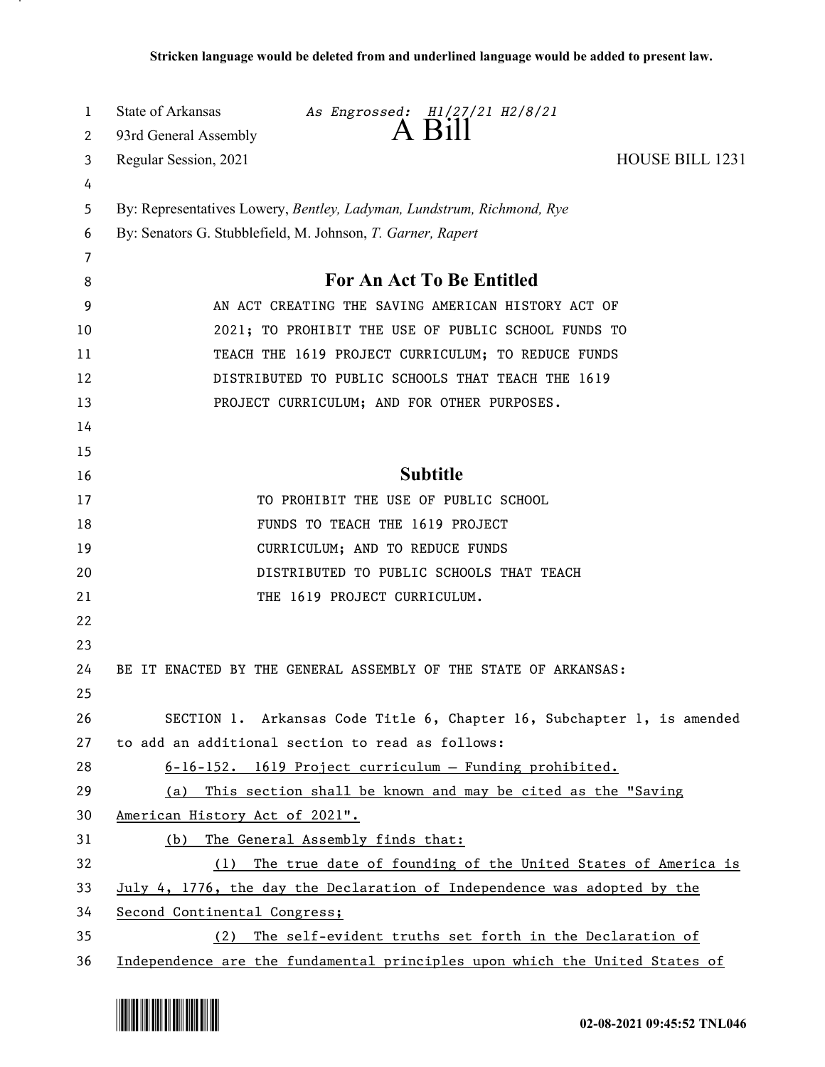Stricken language would be deleted from and underlined language would be added to present law.

State of Arkansas *As Engrossed: H1/27/21 H2/8/21*

93rd General Assembly

# A Bill

Regular Session, 2021 HOUSE BILL 1231

By: Representatives Lowery, *Bentley, Ladyman, Lundstrum, Richmond, Rye*

By: Senators G. Stubblefield, M. Johnson, *T. Garner, Rapert*

## For An Act To Be Entitled

AN ACT CREATING THE SAVING AMERICAN HISTORY ACT OF 2021; TO PROHIBIT THE USE OF PUBLIC SCHOOL FUNDS TO TEACH THE 1619 PROJECT CURRICULUM; TO REDUCE FUNDS DISTRIBUTED TO PUBLIC SCHOOLS THAT TEACH THE 1619 PROJECT CURRICULUM; AND FOR OTHER PURPOSES.

## Subtitle

TO PROHIBIT THE USE OF PUBLIC SCHOOL FUNDS TO TEACH THE 1619 PROJECT CURRICULUM; AND TO REDUCE FUNDS DISTRIBUTED TO PUBLIC SCHOOLS THAT TEACH THE 1619 PROJECT CURRICULUM.

BE IT ENACTED BY THE GENERAL ASSEMBLY OF THE STATE OF ARKANSAS:

SECTION 1. Arkansas Code Title 6, Chapter 16, Subchapter 1, is amended to add an additional section to read as follows:

<u>6-16-152. 1619 Project curriculum — Funding prohibited.</u>

<u>(a) This section shall be known and may be cited as the "Saving American History Act of 2021".</u>

<u>(b) The General Assembly finds that:</u>

<u>(1) The true date of founding of the United States of America is July 4, 1776, the day the Declaration of Independence was adopted by the Second Continental Congress;</u>

<u>(2) The self-evident truths set forth in the Declaration of Independence are the fundamental principles upon which the United States of</u>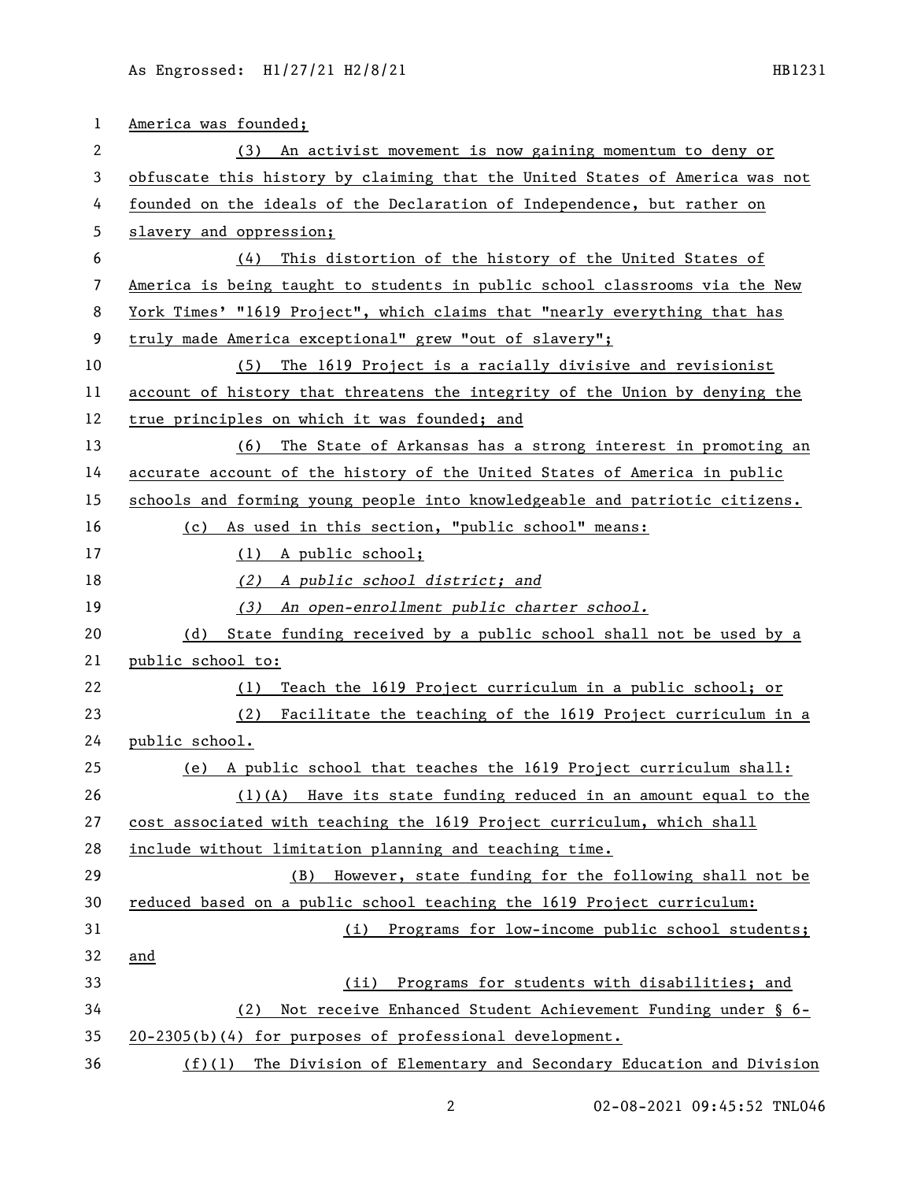America was founded;

(3) An activist movement is now gaining momentum to deny or obfuscate this history by claiming that the United States of America was not founded on the ideals of the Declaration of Independence, but rather on slavery and oppression;

(4) This distortion of the history of the United States of America is being taught to students in public school classrooms via the New York Times' "1619 Project", which claims that "nearly everything that has truly made America exceptional" grew "out of slavery";

(5) The 1619 Project is a racially divisive and revisionist account of history that threatens the integrity of the Union by denying the true principles on which it was founded; and

(6) The State of Arkansas has a strong interest in promoting an accurate account of the history of the United States of America in public schools and forming young people into knowledgeable and patriotic citizens.

(c) As used in this section, "public school" means:

(1) A public school;

*(2) A public school district; and*

*(3) An open-enrollment public charter school.*

(d) State funding received by a public school shall not be used by a public school to:

(1) Teach the 1619 Project curriculum in a public school; or

(2) Facilitate the teaching of the 1619 Project curriculum in a public school.

(e) A public school that teaches the 1619 Project curriculum shall:

(1)(A) Have its state funding reduced in an amount equal to the cost associated with teaching the 1619 Project curriculum, which shall include without limitation planning and teaching time.

(B) However, state funding for the following shall not be reduced based on a public school teaching the 1619 Project curriculum:

(i) Programs for low-income public school students; and

(ii) Programs for students with disabilities; and

(2) Not receive Enhanced Student Achievement Funding under § 6-20-2305(b)(4) for purposes of professional development.

(f)(1) The Division of Elementary and Secondary Education and Division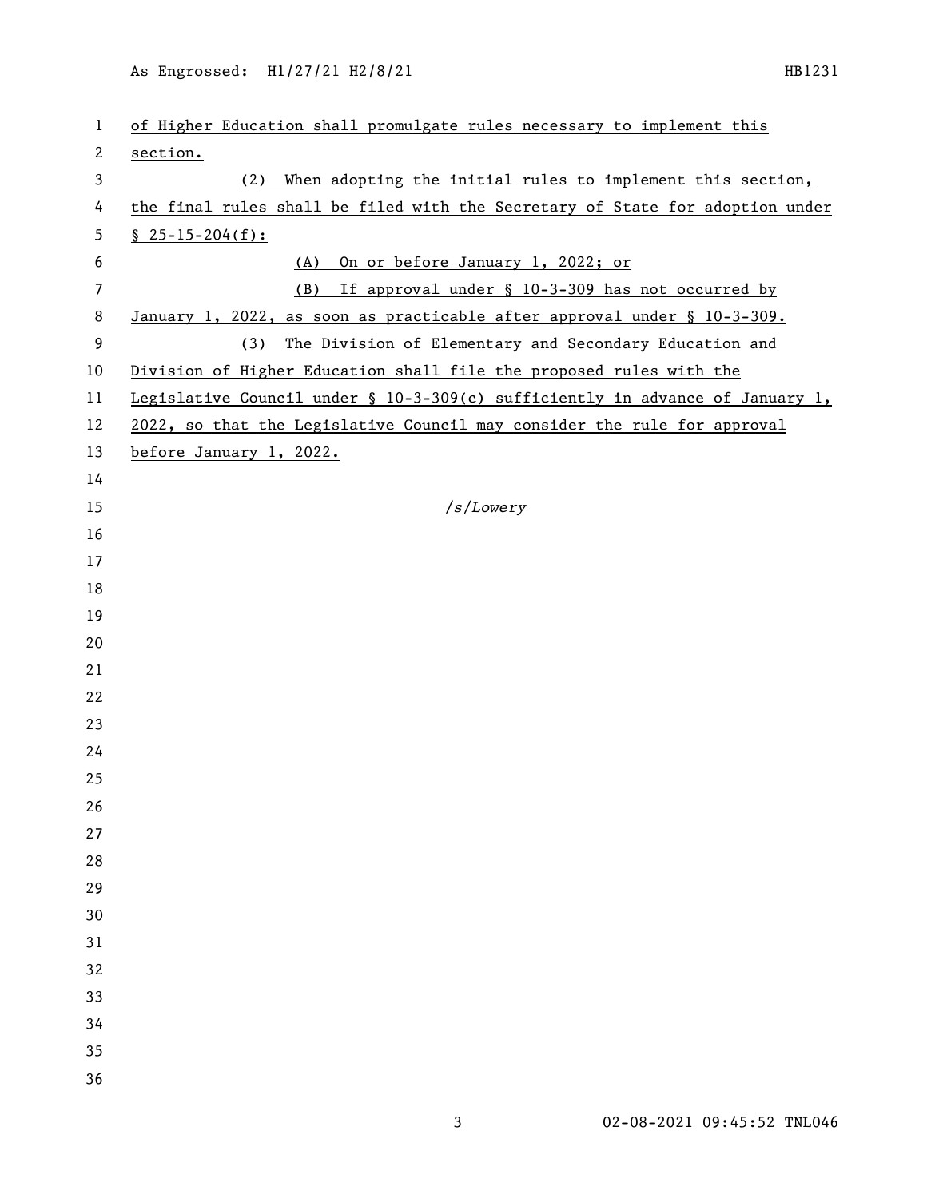of Higher Education shall promulgate rules necessary to implement this section.

(2) When adopting the initial rules to implement this section, the final rules shall be filed with the Secretary of State for adoption under § 25-15-204(f):

(A) On or before January 1, 2022; or

(B) If approval under § 10-3-309 has not occurred by January 1, 2022, as soon as practicable after approval under § 10-3-309.

(3) The Division of Elementary and Secondary Education and Division of Higher Education shall file the proposed rules with the Legislative Council under § 10-3-309(c) sufficiently in advance of January 1, 2022, so that the Legislative Council may consider the rule for approval before January 1, 2022.

*/s/Lowery*